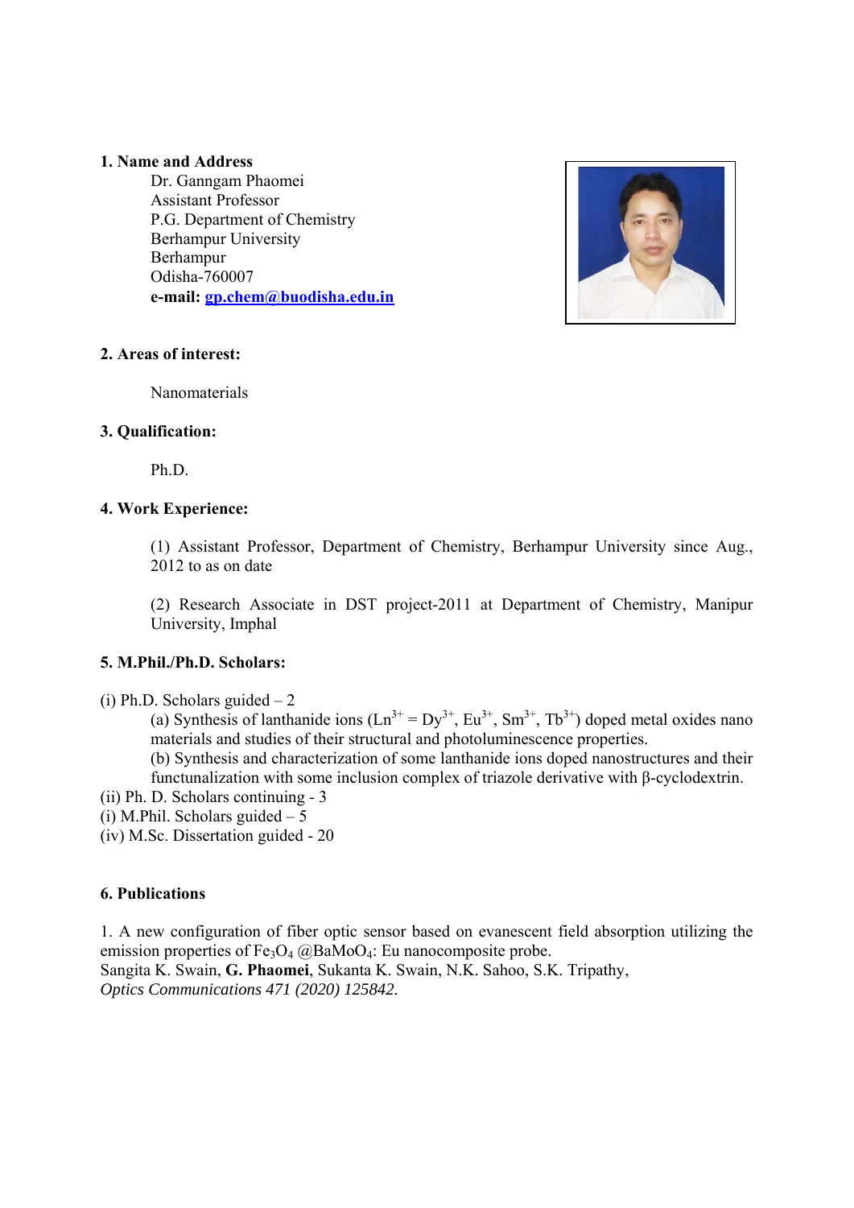**1. Name and Address**

Dr. Ganngam Phaomei
Assistant Professor
P.G. Department of Chemistry
Berhampur University
Berhampur
Odisha-760007
**e-mail: gp.chem@buodisha.edu.in**

**2. Areas of interest:**

Nanomaterials

**3. Qualification:**

Ph.D.

**4. Work Experience:**

(1) Assistant Professor, Department of Chemistry, Berhampur University since Aug., 2012 to as on date

(2) Research Associate in DST project-2011 at Department of Chemistry, Manipur University, Imphal

**5. M.Phil./Ph.D. Scholars:**

(i) Ph.D. Scholars guided – 2

(a) Synthesis of lanthanide ions ($Ln^{3+} = Dy^{3+}$, $Eu^{3+}$, $Sm^{3+}$, $Tb^{3+}$) doped metal oxides nano materials and studies of their structural and photoluminescence properties.

(b) Synthesis and characterization of some lanthanide ions doped nanostructures and their functucnalization with some inclusion complex of triazole derivative with β-cyclodextrin.

(ii) Ph. D. Scholars continuing - 3

(i) M.Phil. Scholars guided – 5

(iv) M.Sc. Dissertation guided - 20

**6. Publications**

1. A new configuration of fiber optic sensor based on evanescent field absorption utilizing the emission properties of $Fe_3O_4$ @$BaMoO_4$: Eu nanocomposite probe.
Sangita K. Swain, **G. Phaomei**, Sukanta K. Swain, N.K. Sahoo, S.K. Tripathy,
*Optics Communications 471 (2020) 125842.*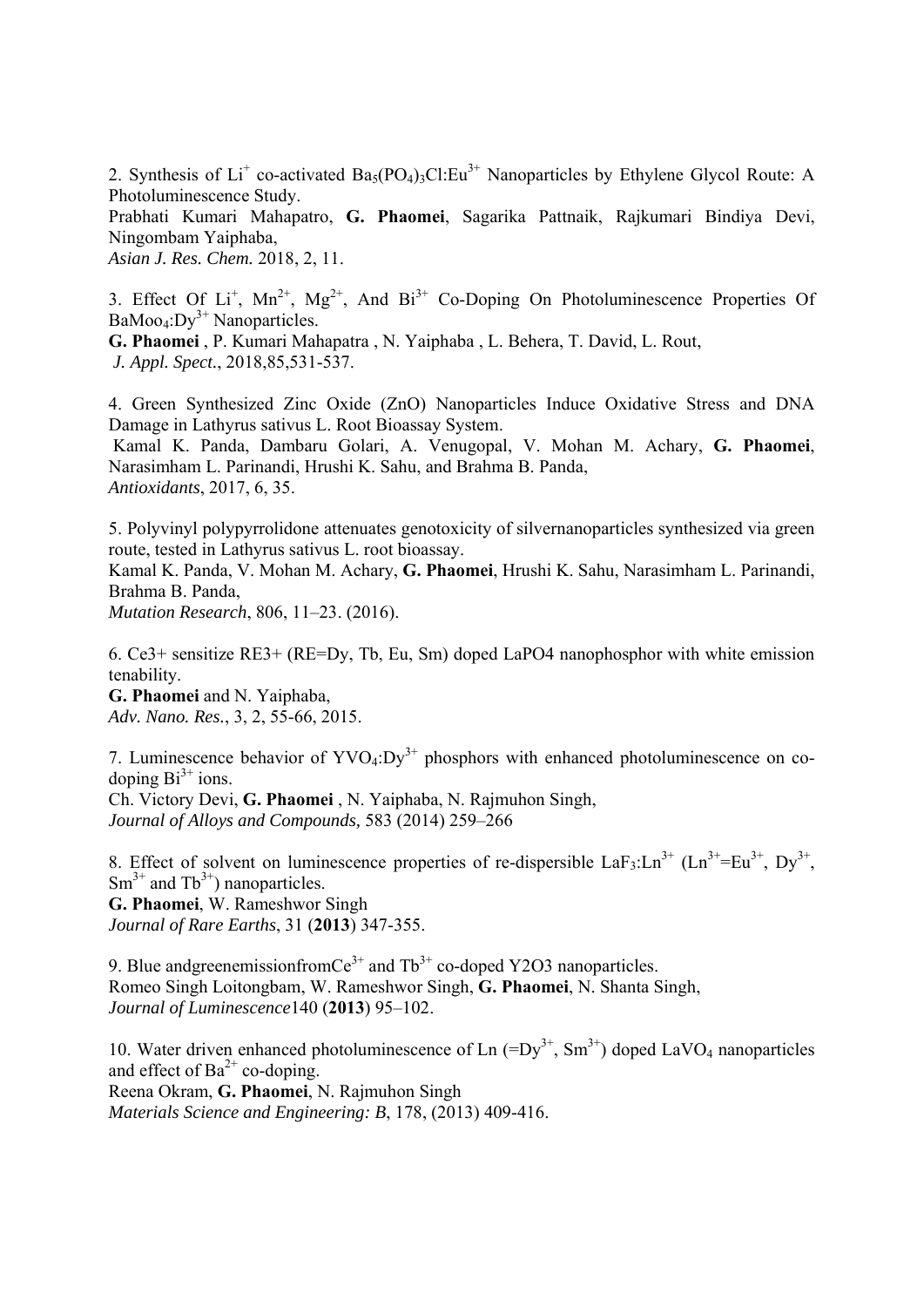2. Synthesis of $Li^+$ co-activated $Ba_5(PO_4)_3Cl:Eu^{3+}$ Nanoparticles by Ethylene Glycol Route: A Photoluminescence Study.
Prabhati Kumari Mahapatro, **G. Phaomei**, Sagarika Pattnaik, Rajkumari Bindiya Devi, Ningombam Yaiphaba,
*Asian J. Res. Chem.* 2018, 2, 11.

3. Effect Of $Li^+$, $Mn^{2+}$, $Mg^{2+}$, And $Bi^{3+}$ Co-Doping On Photoluminescence Properties Of $BaMoo_4:Dy^{3+}$ Nanoparticles.
**G. Phaomei** , P. Kumari Mahapatra , N. Yaiphaba , L. Behera, T. David, L. Rout,
*J. Appl. Spect.*, 2018,85,531-537.

4. Green Synthesized Zinc Oxide (ZnO) Nanoparticles Induce Oxidative Stress and DNA Damage in Lathyrus sativus L. Root Bioassay System.
Kamal K. Panda, Dambaru Golari, A. Venugopal, V. Mohan M. Achary, **G. Phaomei**, Narasimham L. Parinandi, Hrushi K. Sahu, and Brahma B. Panda,
*Antioxidants*, 2017, 6, 35.

5. Polyvinyl polypyrrolidone attenuates genotoxicity of silvernanoparticles synthesized via green route, tested in Lathyrus sativus L. root bioassay.
Kamal K. Panda, V. Mohan M. Achary, **G. Phaomei**, Hrushi K. Sahu, Narasimham L. Parinandi, Brahma B. Panda,
*Mutation Research*, 806, 11–23. (2016).

6. Ce3+ sensitize RE3+ (RE=Dy, Tb, Eu, Sm) doped LaPO4 nanophosphor with white emission tenability.
**G. Phaomei** and N. Yaiphaba,
*Adv. Nano. Res.*, 3, 2, 55-66, 2015.

7. Luminescence behavior of $YVO_4:Dy^{3+}$ phosphors with enhanced photoluminescence on co-doping $Bi^{3+}$ ions.
Ch. Victory Devi, **G. Phaomei** , N. Yaiphaba, N. Rajmuhon Singh,
*Journal of Alloys and Compounds,* 583 (2014) 259–266

8. Effect of solvent on luminescence properties of re-dispersible $LaF_3:Ln^{3+}$ ($Ln^{3+}$=$Eu^{3+}$, $Dy^{3+}$, $Sm^{3+}$ and $Tb^{3+}$) nanoparticles.
**G. Phaomei**, W. Rameshwor Singh
*Journal of Rare Earths*, 31 (**2013**) 347-355.

9. Blue andgreenemissionfrom$Ce^{3+}$ and $Tb^{3+}$ co-doped Y2O3 nanoparticles.
Romeo Singh Loitongbam, W. Rameshwor Singh, **G. Phaomei**, N. Shanta Singh,
*Journal of Luminescence*140 (**2013**) 95–102.

10. Water driven enhanced photoluminescence of Ln (=$Dy^{3+}$, $Sm^{3+}$) doped $LaVO_4$ nanoparticles and effect of $Ba^{2+}$ co-doping.
Reena Okram, **G. Phaomei**, N. Rajmuhon Singh
*Materials Science and Engineering: B*, 178, (2013) 409-416.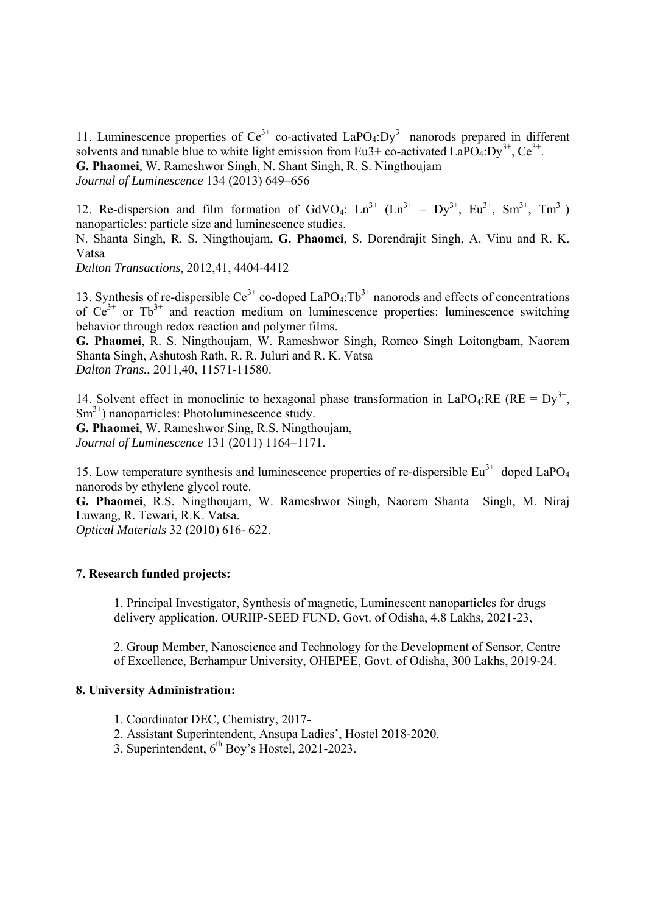11. Luminescence properties of $Ce^{3+}$ co-activated $LaPO_4$:$Dy^{3+}$ nanorods prepared in different solvents and tunable blue to white light emission from Eu3+ co-activated $LaPO_4$:$Dy^{3+}$, $Ce^{3+}$.
**G. Phaomei**, W. Rameshwor Singh, N. Shant Singh, R. S. Ningthoujam
*Journal of Luminescence* 134 (2013) 649–656

12. Re-dispersion and film formation of $GdVO_4$: $Ln^{3+}$ ($Ln^{3+}$ = $Dy^{3+}$, $Eu^{3+}$, $Sm^{3+}$, $Tm^{3+}$) nanoparticles: particle size and luminescence studies.
N. Shanta Singh, R. S. Ningthoujam, **G. Phaomei**, S. Dorendrajit Singh, A. Vinu and R. K. Vatsa
*Dalton Transactions,* 2012,41, 4404-4412

13. Synthesis of re-dispersible $Ce^{3+}$ co-doped $LaPO_4$:$Tb^{3+}$ nanorods and effects of concentrations of $Ce^{3+}$ or $Tb^{3+}$ and reaction medium on luminescence properties: luminescence switching behavior through redox reaction and polymer films.
**G. Phaomei**, R. S. Ningthoujam, W. Rameshwor Singh, Romeo Singh Loitongbam, Naorem Shanta Singh, Ashutosh Rath, R. R. Juluri and R. K. Vatsa
*Dalton Trans.*, 2011,40, 11571-11580.

14. Solvent effect in monoclinic to hexagonal phase transformation in $LaPO_4$:RE (RE = $Dy^{3+}$, $Sm^{3+}$) nanoparticles: Photoluminescence study.
**G. Phaomei**, W. Rameshwor Sing, R.S. Ningthoujam,
*Journal of Luminescence* 131 (2011) 1164–1171.

15. Low temperature synthesis and luminescence properties of re-dispersible $Eu^{3+}$ doped $LaPO_4$ nanorods by ethylene glycol route.
**G. Phaomei**, R.S. Ningthoujam, W. Rameshwor Singh, Naorem Shanta Singh, M. Niraj Luwang, R. Tewari, R.K. Vatsa.
*Optical Materials* 32 (2010) 616- 622.

### 7. Research funded projects:

1. Principal Investigator, Synthesis of magnetic, Luminescent nanoparticles for drugs delivery application, OURIIP-SEED FUND, Govt. of Odisha, 4.8 Lakhs, 2021-23,

2. Group Member, Nanoscience and Technology for the Development of Sensor, Centre of Excellence, Berhampur University, OHEPEE, Govt. of Odisha, 300 Lakhs, 2019-24.

### 8. University Administration:

1. Coordinator DEC, Chemistry, 2017-
2. Assistant Superintendent, Ansupa Ladies', Hostel 2018-2020.
3. Superintendent, 6th Boy's Hostel, 2021-2023.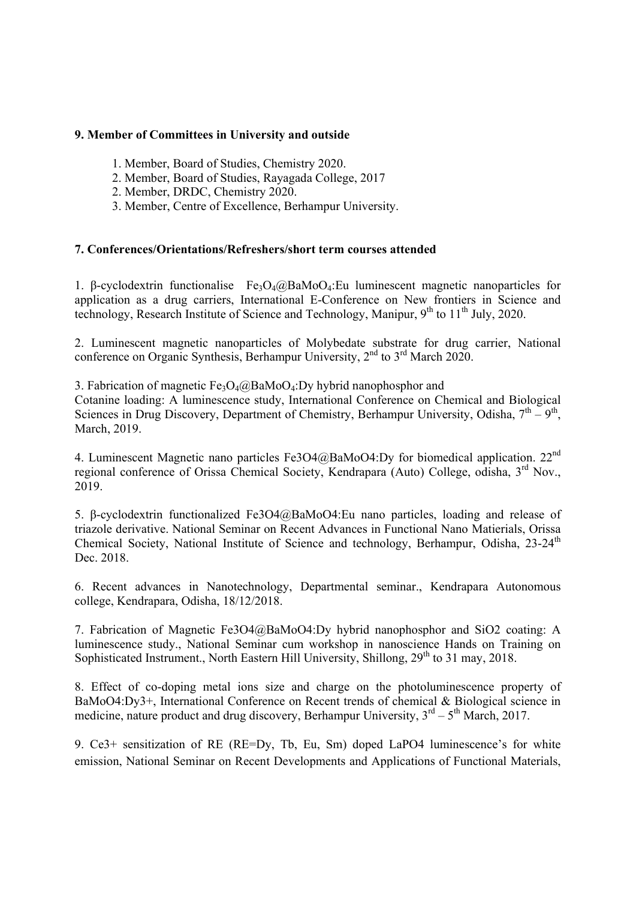## 9. Member of Committees in University and outside

1. Member, Board of Studies, Chemistry 2020.
2. Member, Board of Studies, Rayagada College, 2017
2. Member, DRDC, Chemistry 2020.
3. Member, Centre of Excellence, Berhampur University.

## 7. Conferences/Orientations/Refreshers/short term courses attended

1. β-cyclodextrin functionalise $Fe_3O_4$@$BaMoO_4$:Eu luminescent magnetic nanoparticles for application as a drug carriers, International E-Conference on New frontiers in Science and technology, Research Institute of Science and Technology, Manipur, 9th to 11th July, 2020.

2. Luminescent magnetic nanoparticles of Molybedate substrate for drug carrier, National conference on Organic Synthesis, Berhampur University, 2nd to 3rd March 2020.

3. Fabrication of magnetic $Fe_3O_4$@$BaMoO_4$:Dy hybrid nanophosphor and Cotanine loading: A luminescence study, International Conference on Chemical and Biological Sciences in Drug Discovery, Department of Chemistry, Berhampur University, Odisha, 7th – 9th, March, 2019.

4. Luminescent Magnetic nano particles Fe3O4@BaMoO4:Dy for biomedical application. 22nd regional conference of Orissa Chemical Society, Kendrapara (Auto) College, odisha, 3rd Nov., 2019.

5. β-cyclodextrin functionalized Fe3O4@BaMoO4:Eu nano particles, loading and release of triazole derivative. National Seminar on Recent Advances in Functional Nano Matierials, Orissa Chemical Society, National Institute of Science and technology, Berhampur, Odisha, 23-24th Dec. 2018.

6. Recent advances in Nanotechnology, Departmental seminar., Kendrapara Autonomous college, Kendrapara, Odisha, 18/12/2018.

7. Fabrication of Magnetic Fe3O4@BaMoO4:Dy hybrid nanophosphor and SiO2 coating: A luminescence study., National Seminar cum workshop in nanoscience Hands on Training on Sophisticated Instrument., North Eastern Hill University, Shillong, 29th to 31 may, 2018.

8. Effect of co-doping metal ions size and charge on the photoluminescence property of BaMoO4:Dy3+, International Conference on Recent trends of chemical & Biological science in medicine, nature product and drug discovery, Berhampur University, 3rd – 5th March, 2017.

9. Ce3+ sensitization of RE (RE=Dy, Tb, Eu, Sm) doped LaPO4 luminescence's for white emission, National Seminar on Recent Developments and Applications of Functional Materials,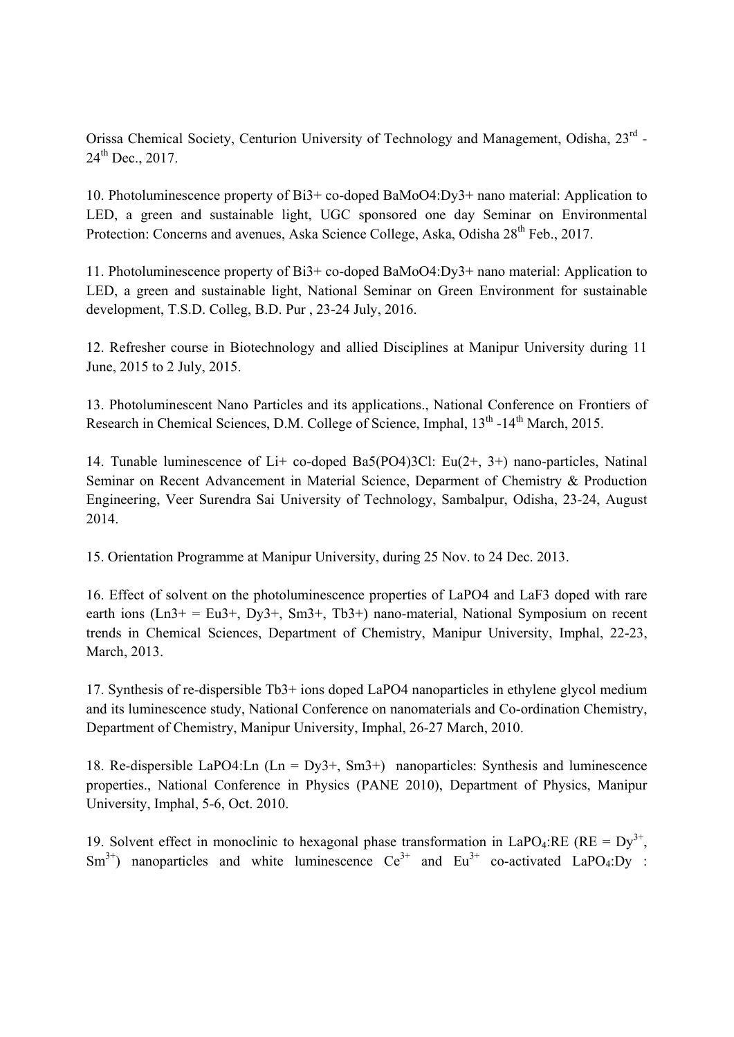Orissa Chemical Society, Centurion University of Technology and Management, Odisha, 23rd - 24th Dec., 2017.

10. Photoluminescence property of $Bi^{3+}$ co-doped $BaMoO_4$:$Dy^{3+}$ nano material: Application to LED, a green and sustainable light, UGC sponsored one day Seminar on Environmental Protection: Concerns and avenues, Aska Science College, Aska, Odisha 28th Feb., 2017.

11. Photoluminescence property of $Bi^{3+}$ co-doped $BaMoO_4$:$Dy^{3+}$ nano material: Application to LED, a green and sustainable light, National Seminar on Green Environment for sustainable development, T.S.D. Colleg, B.D. Pur , 23-24 July, 2016.

12. Refresher course in Biotechnology and allied Disciplines at Manipur University during 11 June, 2015 to 2 July, 2015.

13. Photoluminescent Nano Particles and its applications., National Conference on Frontiers of Research in Chemical Sciences, D.M. College of Science, Imphal, 13th -14th March, 2015.

14. Tunable luminescence of $Li^{+}$ co-doped $Ba_5(PO_4)_3Cl$: Eu(2+, 3+) nano-particles, Natinal Seminar on Recent Advancement in Material Science, Deparment of Chemistry & Production Engineering, Veer Surendra Sai University of Technology, Sambalpur, Odisha, 23-24, August 2014.

15. Orientation Programme at Manipur University, during 25 Nov. to 24 Dec. 2013.

16. Effect of solvent on the photoluminescence properties of $LaPO_4$ and $LaF_3$ doped with rare earth ions ($Ln^{3+}$ = $Eu^{3+}$, $Dy^{3+}$, $Sm^{3+}$, $Tb^{3+}$) nano-material, National Symposium on recent trends in Chemical Sciences, Department of Chemistry, Manipur University, Imphal, 22-23, March, 2013.

17. Synthesis of re-dispersible $Tb^{3+}$ ions doped $LaPO_4$ nanoparticles in ethylene glycol medium and its luminescence study, National Conference on nanomaterials and Co-ordination Chemistry, Department of Chemistry, Manipur University, Imphal, 26-27 March, 2010.

18. Re-dispersible $LaPO_4$:Ln (Ln = $Dy^{3+}$, $Sm^{3+}$) nanoparticles: Synthesis and luminescence properties., National Conference in Physics (PANE 2010), Department of Physics, Manipur University, Imphal, 5-6, Oct. 2010.

19. Solvent effect in monoclinic to hexagonal phase transformation in $LaPO_4$:RE (RE = $Dy^{3+}$, $Sm^{3+}$) nanoparticles and white luminescence $Ce^{3+}$ and $Eu^{3+}$ co-activated $LaPO_4$:Dy :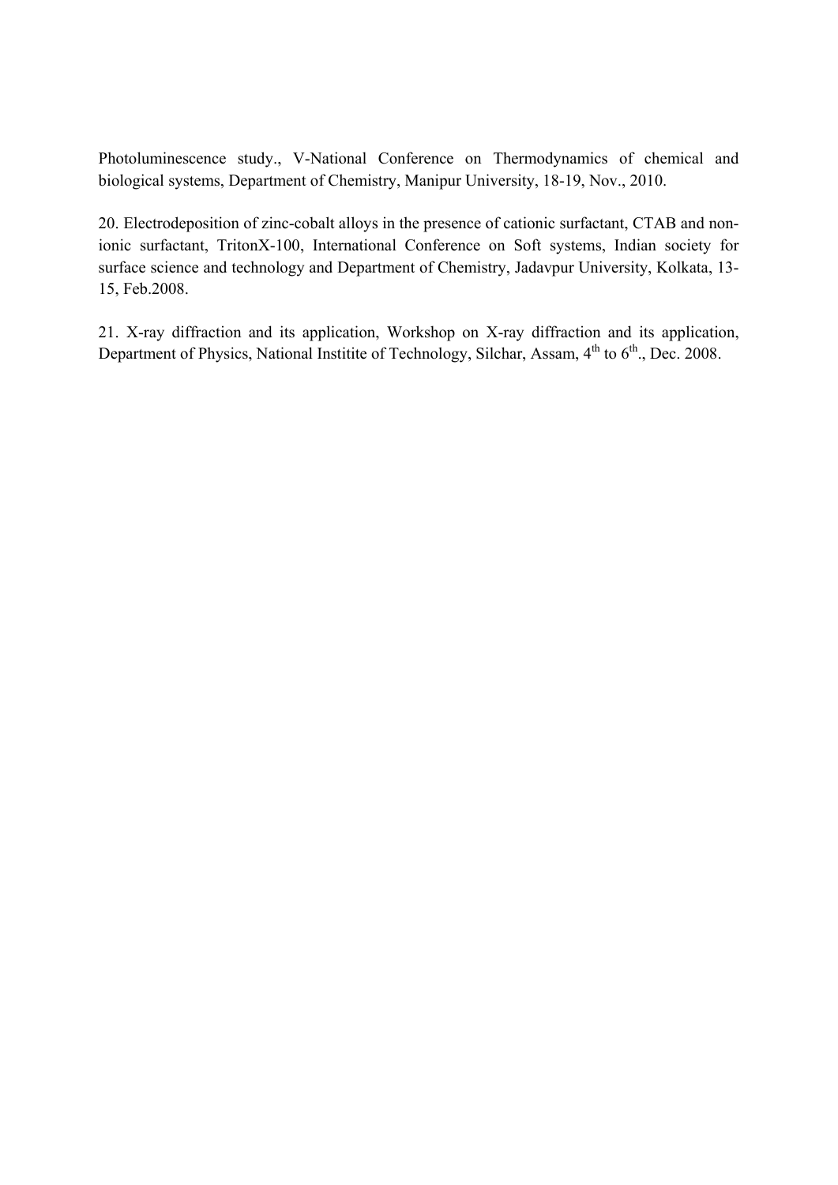Photoluminescence study., V-National Conference on Thermodynamics of chemical and biological systems, Department of Chemistry, Manipur University, 18-19, Nov., 2010.

20. Electrodeposition of zinc-cobalt alloys in the presence of cationic surfactant, CTAB and non-ionic surfactant, TritonX-100, International Conference on Soft systems, Indian society for surface science and technology and Department of Chemistry, Jadavpur University, Kolkata, 13-15, Feb.2008.

21. X-ray diffraction and its application, Workshop on X-ray diffraction and its application, Department of Physics, National Institite of Technology, Silchar, Assam, $4^{th}$ to $6^{th}$., Dec. 2008.